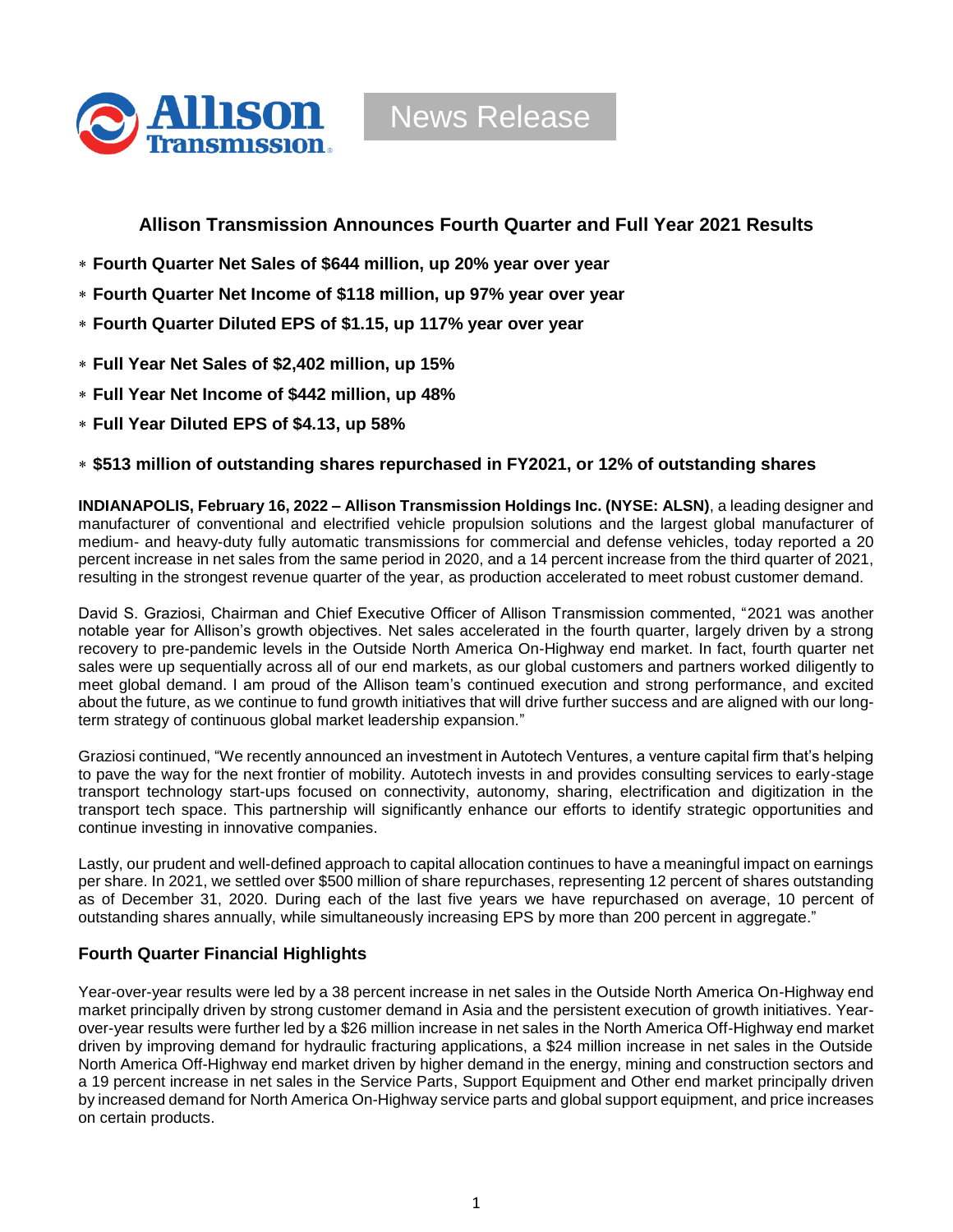Allison Transmission

News Release

# Allison Transmission Announces Fourth Quarter and Full Year 2021 Results

- **Fourth Quarter Net Sales of $644 million, up 20% year over year**
- **Fourth Quarter Net Income of $118 million, up 97% year over year**
- **Fourth Quarter Diluted EPS of $1.15, up 117% year over year**
- **Full Year Net Sales of $2,402 million, up 15%**
- **Full Year Net Income of $442 million, up 48%**
- **Full Year Diluted EPS of $4.13, up 58%**
- **$513 million of outstanding shares repurchased in FY2021, or 12% of outstanding shares**

**INDIANAPOLIS, February 16, 2022 – Allison Transmission Holdings Inc. (NYSE: ALSN)**, a leading designer and manufacturer of conventional and electrified vehicle propulsion solutions and the largest global manufacturer of medium- and heavy-duty fully automatic transmissions for commercial and defense vehicles, today reported a 20 percent increase in net sales from the same period in 2020, and a 14 percent increase from the third quarter of 2021, resulting in the strongest revenue quarter of the year, as production accelerated to meet robust customer demand.

David S. Graziosi, Chairman and Chief Executive Officer of Allison Transmission commented, "2021 was another notable year for Allison's growth objectives. Net sales accelerated in the fourth quarter, largely driven by a strong recovery to pre-pandemic levels in the Outside North America On-Highway end market. In fact, fourth quarter net sales were up sequentially across all of our end markets, as our global customers and partners worked diligently to meet global demand. I am proud of the Allison team's continued execution and strong performance, and excited about the future, as we continue to fund growth initiatives that will drive further success and are aligned with our long-term strategy of continuous global market leadership expansion."

Graziosi continued, "We recently announced an investment in Autotech Ventures, a venture capital firm that's helping to pave the way for the next frontier of mobility. Autotech invests in and provides consulting services to early-stage transport technology start-ups focused on connectivity, autonomy, sharing, electrification and digitization in the transport tech space. This partnership will significantly enhance our efforts to identify strategic opportunities and continue investing in innovative companies.

Lastly, our prudent and well-defined approach to capital allocation continues to have a meaningful impact on earnings per share. In 2021, we settled over $500 million of share repurchases, representing 12 percent of shares outstanding as of December 31, 2020. During each of the last five years we have repurchased on average, 10 percent of outstanding shares annually, while simultaneously increasing EPS by more than 200 percent in aggregate."

## Fourth Quarter Financial Highlights

Year-over-year results were led by a 38 percent increase in net sales in the Outside North America On-Highway end market principally driven by strong customer demand in Asia and the persistent execution of growth initiatives. Year-over-year results were further led by a $26 million increase in net sales in the North America Off-Highway end market driven by improving demand for hydraulic fracturing applications, a $24 million increase in net sales in the Outside North America Off-Highway end market driven by higher demand in the energy, mining and construction sectors and a 19 percent increase in net sales in the Service Parts, Support Equipment and Other end market principally driven by increased demand for North America On-Highway service parts and global support equipment, and price increases on certain products.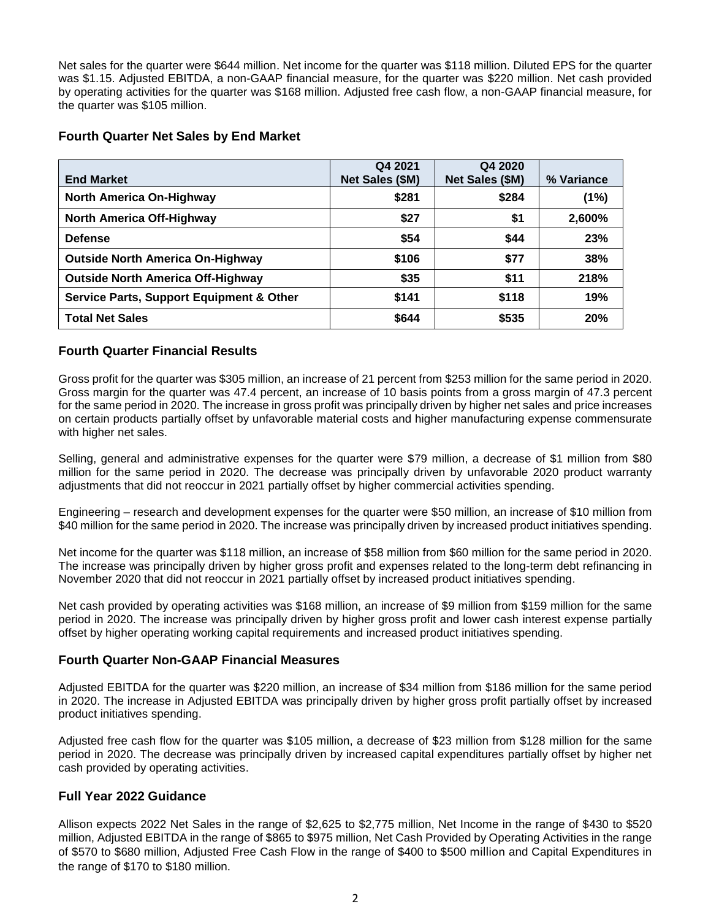Net sales for the quarter were $644 million. Net income for the quarter was $118 million. Diluted EPS for the quarter was $1.15. Adjusted EBITDA, a non-GAAP financial measure, for the quarter was $220 million. Net cash provided by operating activities for the quarter was $168 million. Adjusted free cash flow, a non-GAAP financial measure, for the quarter was $105 million.

## Fourth Quarter Net Sales by End Market

| End Market | Q4 2021 Net Sales ($M) | Q4 2020 Net Sales ($M) | % Variance |
|---|---|---|---|
| **North America On-Highway** | **$281** | **$284** | **(1%)** |
| **North America Off-Highway** | **$27** | **$1** | **2,600%** |
| **Defense** | **$54** | **$44** | **23%** |
| **Outside North America On-Highway** | **$106** | **$77** | **38%** |
| **Outside North America Off-Highway** | **$35** | **$11** | **218%** |
| **Service Parts, Support Equipment & Other** | **$141** | **$118** | **19%** |
| **Total Net Sales** | **$644** | **$535** | **20%** |

## Fourth Quarter Financial Results

Gross profit for the quarter was $305 million, an increase of 21 percent from $253 million for the same period in 2020. Gross margin for the quarter was 47.4 percent, an increase of 10 basis points from a gross margin of 47.3 percent for the same period in 2020. The increase in gross profit was principally driven by higher net sales and price increases on certain products partially offset by unfavorable material costs and higher manufacturing expense commensurate with higher net sales.

Selling, general and administrative expenses for the quarter were $79 million, a decrease of $1 million from $80 million for the same period in 2020. The decrease was principally driven by unfavorable 2020 product warranty adjustments that did not reoccur in 2021 partially offset by higher commercial activities spending.

Engineering – research and development expenses for the quarter were $50 million, an increase of $10 million from $40 million for the same period in 2020. The increase was principally driven by increased product initiatives spending.

Net income for the quarter was $118 million, an increase of $58 million from $60 million for the same period in 2020. The increase was principally driven by higher gross profit and expenses related to the long-term debt refinancing in November 2020 that did not reoccur in 2021 partially offset by increased product initiatives spending.

Net cash provided by operating activities was $168 million, an increase of $9 million from $159 million for the same period in 2020. The increase was principally driven by higher gross profit and lower cash interest expense partially offset by higher operating working capital requirements and increased product initiatives spending.

## Fourth Quarter Non-GAAP Financial Measures

Adjusted EBITDA for the quarter was $220 million, an increase of $34 million from $186 million for the same period in 2020. The increase in Adjusted EBITDA was principally driven by higher gross profit partially offset by increased product initiatives spending.

Adjusted free cash flow for the quarter was $105 million, a decrease of $23 million from $128 million for the same period in 2020. The decrease was principally driven by increased capital expenditures partially offset by higher net cash provided by operating activities.

## Full Year 2022 Guidance

Allison expects 2022 Net Sales in the range of $2,625 to $2,775 million, Net Income in the range of $430 to $520 million, Adjusted EBITDA in the range of $865 to $975 million, Net Cash Provided by Operating Activities in the range of $570 to $680 million, Adjusted Free Cash Flow in the range of $400 to $500 million and Capital Expenditures in the range of $170 to $180 million.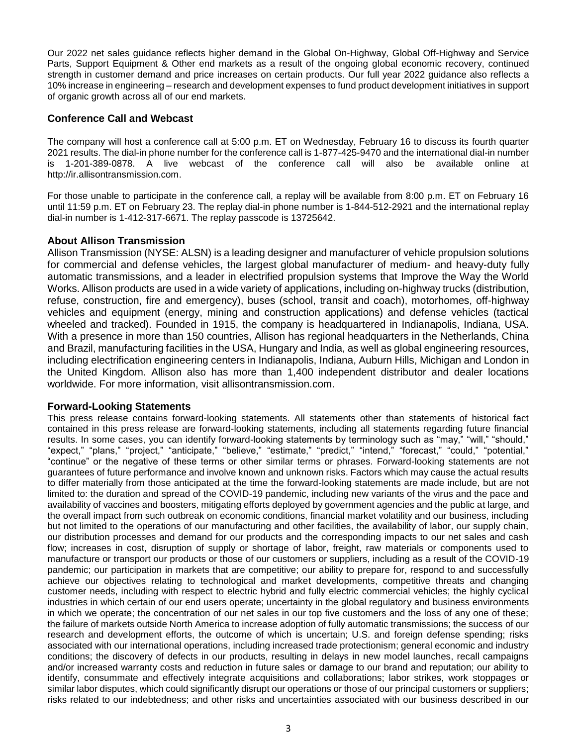Our 2022 net sales guidance reflects higher demand in the Global On-Highway, Global Off-Highway and Service Parts, Support Equipment & Other end markets as a result of the ongoing global economic recovery, continued strength in customer demand and price increases on certain products. Our full year 2022 guidance also reflects a 10% increase in engineering – research and development expenses to fund product development initiatives in support of organic growth across all of our end markets.

## Conference Call and Webcast

The company will host a conference call at 5:00 p.m. ET on Wednesday, February 16 to discuss its fourth quarter 2021 results. The dial-in phone number for the conference call is 1-877-425-9470 and the international dial-in number is 1-201-389-0878. A live webcast of the conference call will also be available online at http://ir.allisontransmission.com.

For those unable to participate in the conference call, a replay will be available from 8:00 p.m. ET on February 16 until 11:59 p.m. ET on February 23. The replay dial-in phone number is 1-844-512-2921 and the international replay dial-in number is 1-412-317-6671. The replay passcode is 13725642.

## About Allison Transmission

Allison Transmission (NYSE: ALSN) is a leading designer and manufacturer of vehicle propulsion solutions for commercial and defense vehicles, the largest global manufacturer of medium- and heavy-duty fully automatic transmissions, and a leader in electrified propulsion systems that Improve the Way the World Works. Allison products are used in a wide variety of applications, including on-highway trucks (distribution, refuse, construction, fire and emergency), buses (school, transit and coach), motorhomes, off-highway vehicles and equipment (energy, mining and construction applications) and defense vehicles (tactical wheeled and tracked). Founded in 1915, the company is headquartered in Indianapolis, Indiana, USA. With a presence in more than 150 countries, Allison has regional headquarters in the Netherlands, China and Brazil, manufacturing facilities in the USA, Hungary and India, as well as global engineering resources, including electrification engineering centers in Indianapolis, Indiana, Auburn Hills, Michigan and London in the United Kingdom. Allison also has more than 1,400 independent distributor and dealer locations worldwide. For more information, visit allisontransmission.com.

## Forward-Looking Statements

This press release contains forward-looking statements. All statements other than statements of historical fact contained in this press release are forward-looking statements, including all statements regarding future financial results. In some cases, you can identify forward-looking statements by terminology such as "may," "will," "should," "expect," "plans," "project," "anticipate," "believe," "estimate," "predict," "intend," "forecast," "could," "potential," "continue" or the negative of these terms or other similar terms or phrases. Forward-looking statements are not guarantees of future performance and involve known and unknown risks. Factors which may cause the actual results to differ materially from those anticipated at the time the forward-looking statements are made include, but are not limited to: the duration and spread of the COVID-19 pandemic, including new variants of the virus and the pace and availability of vaccines and boosters, mitigating efforts deployed by government agencies and the public at large, and the overall impact from such outbreak on economic conditions, financial market volatility and our business, including but not limited to the operations of our manufacturing and other facilities, the availability of labor, our supply chain, our distribution processes and demand for our products and the corresponding impacts to our net sales and cash flow; increases in cost, disruption of supply or shortage of labor, freight, raw materials or components used to manufacture or transport our products or those of our customers or suppliers, including as a result of the COVID-19 pandemic; our participation in markets that are competitive; our ability to prepare for, respond to and successfully achieve our objectives relating to technological and market developments, competitive threats and changing customer needs, including with respect to electric hybrid and fully electric commercial vehicles; the highly cyclical industries in which certain of our end users operate; uncertainty in the global regulatory and business environments in which we operate; the concentration of our net sales in our top five customers and the loss of any one of these; the failure of markets outside North America to increase adoption of fully automatic transmissions; the success of our research and development efforts, the outcome of which is uncertain; U.S. and foreign defense spending; risks associated with our international operations, including increased trade protectionism; general economic and industry conditions; the discovery of defects in our products, resulting in delays in new model launches, recall campaigns and/or increased warranty costs and reduction in future sales or damage to our brand and reputation; our ability to identify, consummate and effectively integrate acquisitions and collaborations; labor strikes, work stoppages or similar labor disputes, which could significantly disrupt our operations or those of our principal customers or suppliers; risks related to our indebtedness; and other risks and uncertainties associated with our business described in our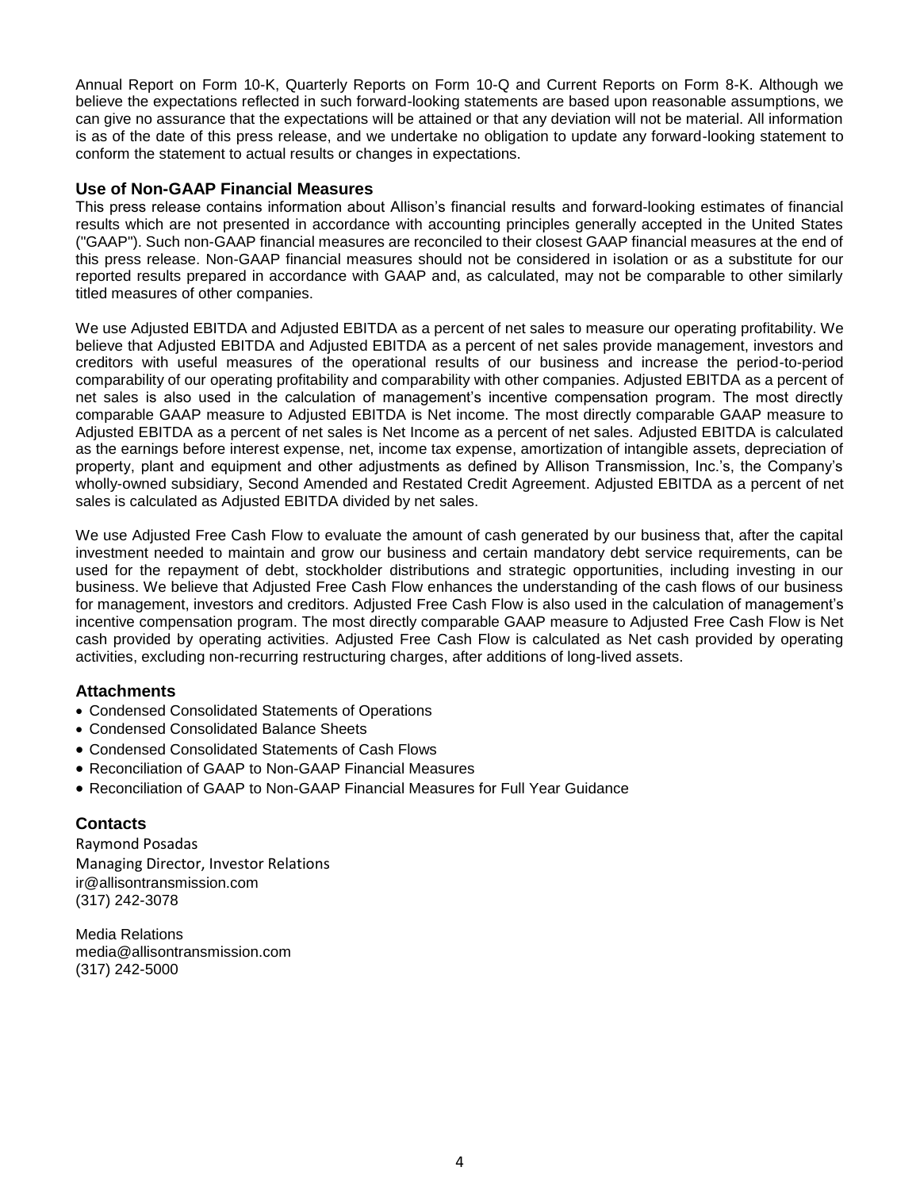Annual Report on Form 10-K, Quarterly Reports on Form 10-Q and Current Reports on Form 8-K. Although we believe the expectations reflected in such forward-looking statements are based upon reasonable assumptions, we can give no assurance that the expectations will be attained or that any deviation will not be material. All information is as of the date of this press release, and we undertake no obligation to update any forward-looking statement to conform the statement to actual results or changes in expectations.

### Use of Non-GAAP Financial Measures

This press release contains information about Allison's financial results and forward-looking estimates of financial results which are not presented in accordance with accounting principles generally accepted in the United States ("GAAP"). Such non-GAAP financial measures are reconciled to their closest GAAP financial measures at the end of this press release. Non-GAAP financial measures should not be considered in isolation or as a substitute for our reported results prepared in accordance with GAAP and, as calculated, may not be comparable to other similarly titled measures of other companies.

We use Adjusted EBITDA and Adjusted EBITDA as a percent of net sales to measure our operating profitability. We believe that Adjusted EBITDA and Adjusted EBITDA as a percent of net sales provide management, investors and creditors with useful measures of the operational results of our business and increase the period-to-period comparability of our operating profitability and comparability with other companies. Adjusted EBITDA as a percent of net sales is also used in the calculation of management's incentive compensation program. The most directly comparable GAAP measure to Adjusted EBITDA is Net income. The most directly comparable GAAP measure to Adjusted EBITDA as a percent of net sales is Net Income as a percent of net sales. Adjusted EBITDA is calculated as the earnings before interest expense, net, income tax expense, amortization of intangible assets, depreciation of property, plant and equipment and other adjustments as defined by Allison Transmission, Inc.'s, the Company's wholly-owned subsidiary, Second Amended and Restated Credit Agreement. Adjusted EBITDA as a percent of net sales is calculated as Adjusted EBITDA divided by net sales.

We use Adjusted Free Cash Flow to evaluate the amount of cash generated by our business that, after the capital investment needed to maintain and grow our business and certain mandatory debt service requirements, can be used for the repayment of debt, stockholder distributions and strategic opportunities, including investing in our business. We believe that Adjusted Free Cash Flow enhances the understanding of the cash flows of our business for management, investors and creditors. Adjusted Free Cash Flow is also used in the calculation of management's incentive compensation program. The most directly comparable GAAP measure to Adjusted Free Cash Flow is Net cash provided by operating activities. Adjusted Free Cash Flow is calculated as Net cash provided by operating activities, excluding non-recurring restructuring charges, after additions of long-lived assets.

### Attachments

- Condensed Consolidated Statements of Operations
- Condensed Consolidated Balance Sheets
- Condensed Consolidated Statements of Cash Flows
- Reconciliation of GAAP to Non-GAAP Financial Measures
- Reconciliation of GAAP to Non-GAAP Financial Measures for Full Year Guidance

### Contacts

Raymond Posadas
Managing Director, Investor Relations
ir@allisontransmission.com
(317) 242-3078

Media Relations
media@allisontransmission.com
(317) 242-5000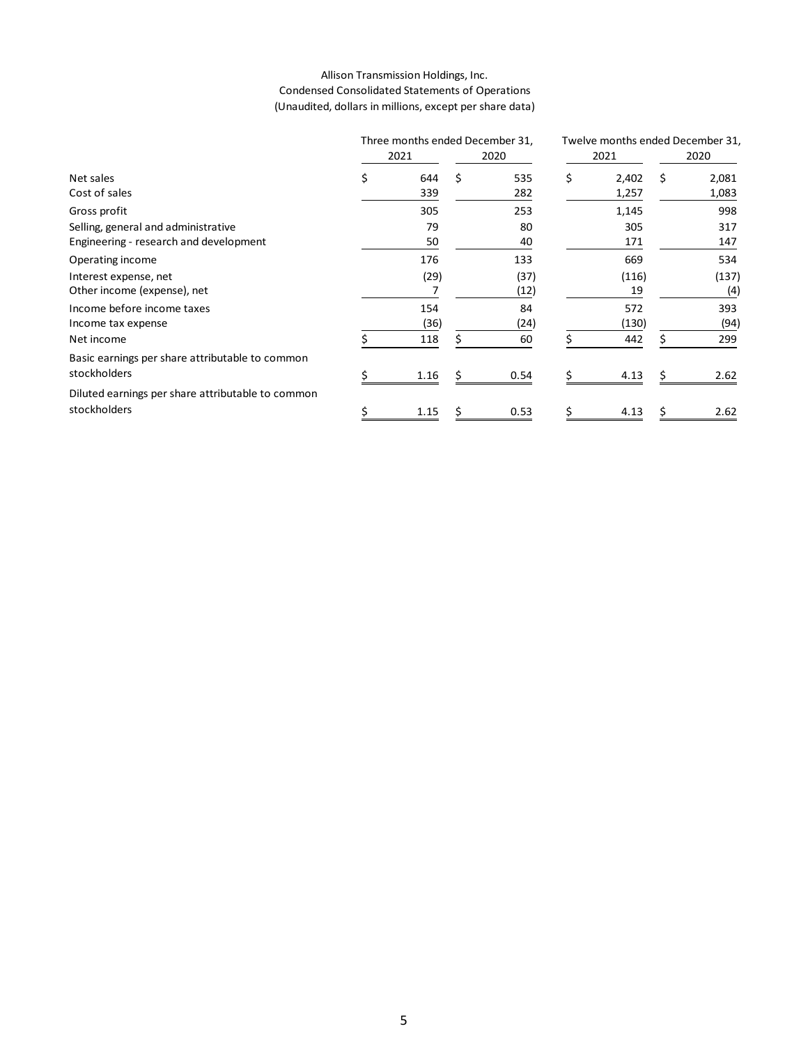Allison Transmission Holdings, Inc.
Condensed Consolidated Statements of Operations
(Unaudited, dollars in millions, except per share data)

| | Three months ended December 31, | | Twelve months ended December 31, | |
|---|---|---|---|---|
| | 2021 | 2020 | 2021 | 2020 |
| Net sales | $ 644 | $ 535 | $ 2,402 | $ 2,081 |
| Cost of sales | 339 | 282 | 1,257 | 1,083 |
| Gross profit | 305 | 253 | 1,145 | 998 |
| Selling, general and administrative | 79 | 80 | 305 | 317 |
| Engineering - research and development | 50 | 40 | 171 | 147 |
| Operating income | 176 | 133 | 669 | 534 |
| Interest expense, net | (29) | (37) | (116) | (137) |
| Other income (expense), net | 7 | (12) | 19 | (4) |
| Income before income taxes | 154 | 84 | 572 | 393 |
| Income tax expense | (36) | (24) | (130) | (94) |
| Net income | $ 118 | $ 60 | $ 442 | $ 299 |
| Basic earnings per share attributable to common stockholders | $ 1.16 | $ 0.54 | $ 4.13 | $ 2.62 |
| Diluted earnings per share attributable to common stockholders | $ 1.15 | $ 0.53 | $ 4.13 | $ 2.62 |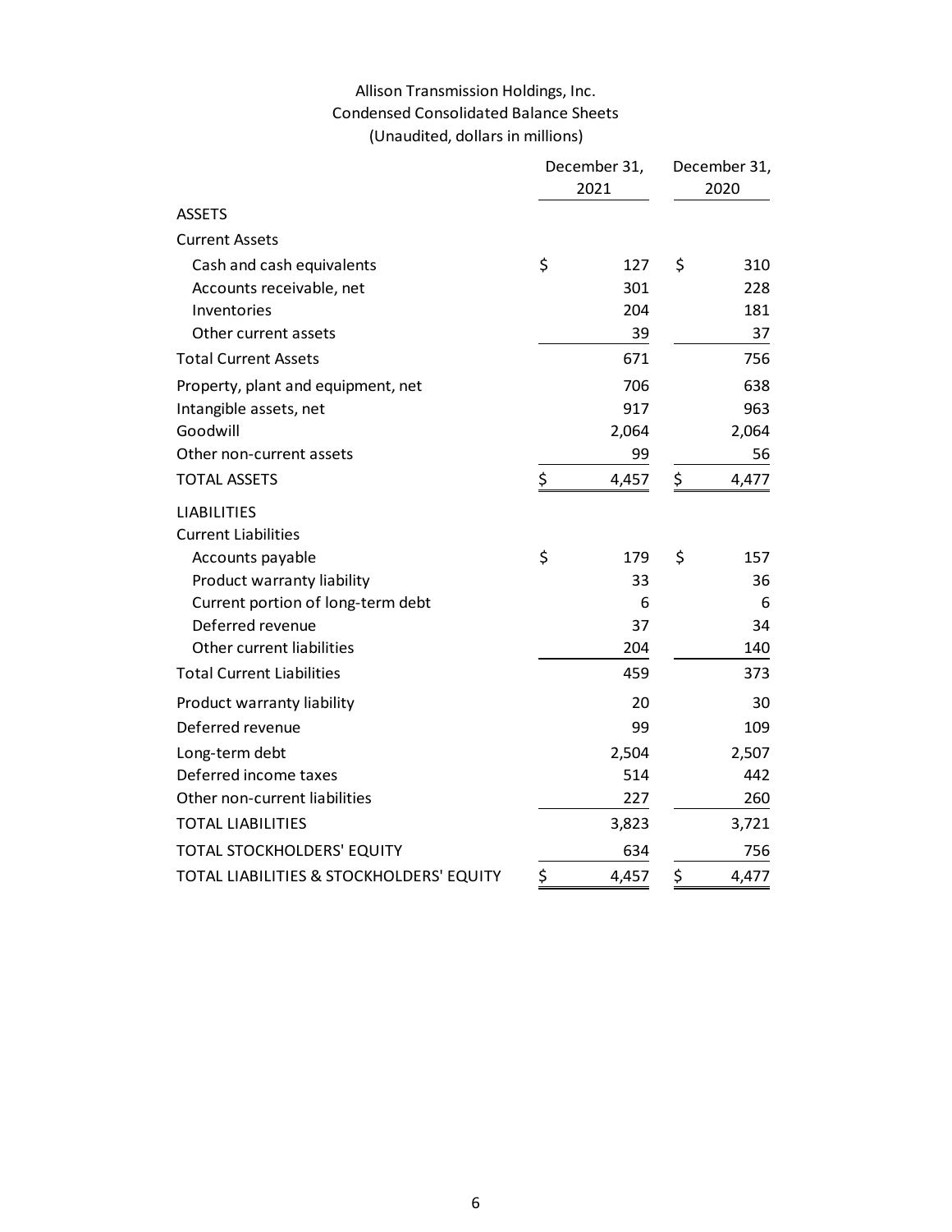# Allison Transmission Holdings, Inc.
## Condensed Consolidated Balance Sheets
### (Unaudited, dollars in millions)

| | December 31, 2021 | December 31, 2020 |
|---|---|---|
| **ASSETS** | | |
| Current Assets | | |
| Cash and cash equivalents | $ 127 | $ 310 |
| Accounts receivable, net | 301 | 228 |
| Inventories | 204 | 181 |
| Other current assets | 39 | 37 |
| Total Current Assets | 671 | 756 |
| Property, plant and equipment, net | 706 | 638 |
| Intangible assets, net | 917 | 963 |
| Goodwill | 2,064 | 2,064 |
| Other non-current assets | 99 | 56 |
| TOTAL ASSETS | $ 4,457 | $ 4,477 |
| **LIABILITIES** | | |
| Current Liabilities | | |
| Accounts payable | $ 179 | $ 157 |
| Product warranty liability | 33 | 36 |
| Current portion of long-term debt | 6 | 6 |
| Deferred revenue | 37 | 34 |
| Other current liabilities | 204 | 140 |
| Total Current Liabilities | 459 | 373 |
| Product warranty liability | 20 | 30 |
| Deferred revenue | 99 | 109 |
| Long-term debt | 2,504 | 2,507 |
| Deferred income taxes | 514 | 442 |
| Other non-current liabilities | 227 | 260 |
| TOTAL LIABILITIES | 3,823 | 3,721 |
| TOTAL STOCKHOLDERS' EQUITY | 634 | 756 |
| TOTAL LIABILITIES & STOCKHOLDERS' EQUITY | $ 4,457 | $ 4,477 |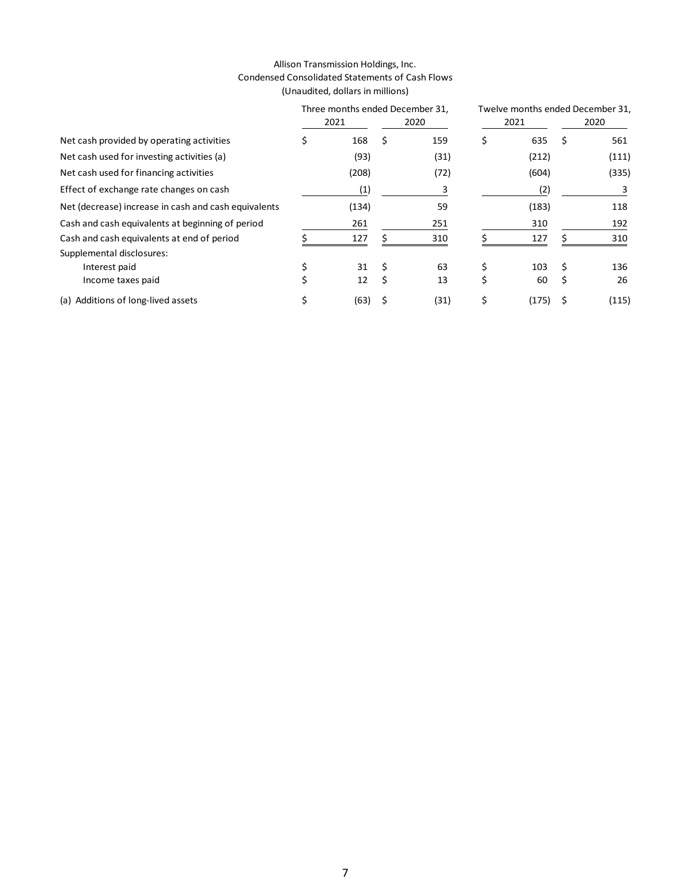Allison Transmission Holdings, Inc.
Condensed Consolidated Statements of Cash Flows
(Unaudited, dollars in millions)

| | Three months ended December 31, | | Twelve months ended December 31, | |
|---|---|---|---|---|
| | 2021 | 2020 | 2021 | 2020 |
| Net cash provided by operating activities | $ 168 | $ 159 | $ 635 | $ 561 |
| Net cash used for investing activities (a) | (93) | (31) | (212) | (111) |
| Net cash used for financing activities | (208) | (72) | (604) | (335) |
| Effect of exchange rate changes on cash | (1) | 3 | (2) | 3 |
| Net (decrease) increase in cash and cash equivalents | (134) | 59 | (183) | 118 |
| Cash and cash equivalents at beginning of period | 261 | 251 | 310 | 192 |
| Cash and cash equivalents at end of period | $ 127 | $ 310 | $ 127 | $ 310 |
| Supplemental disclosures: | | | | |
| Interest paid | $ 31 | $ 63 | $ 103 | $ 136 |
| Income taxes paid | $ 12 | $ 13 | $ 60 | $ 26 |
| (a) Additions of long-lived assets | $ (63) | $ (31) | $ (175) | $ (115) |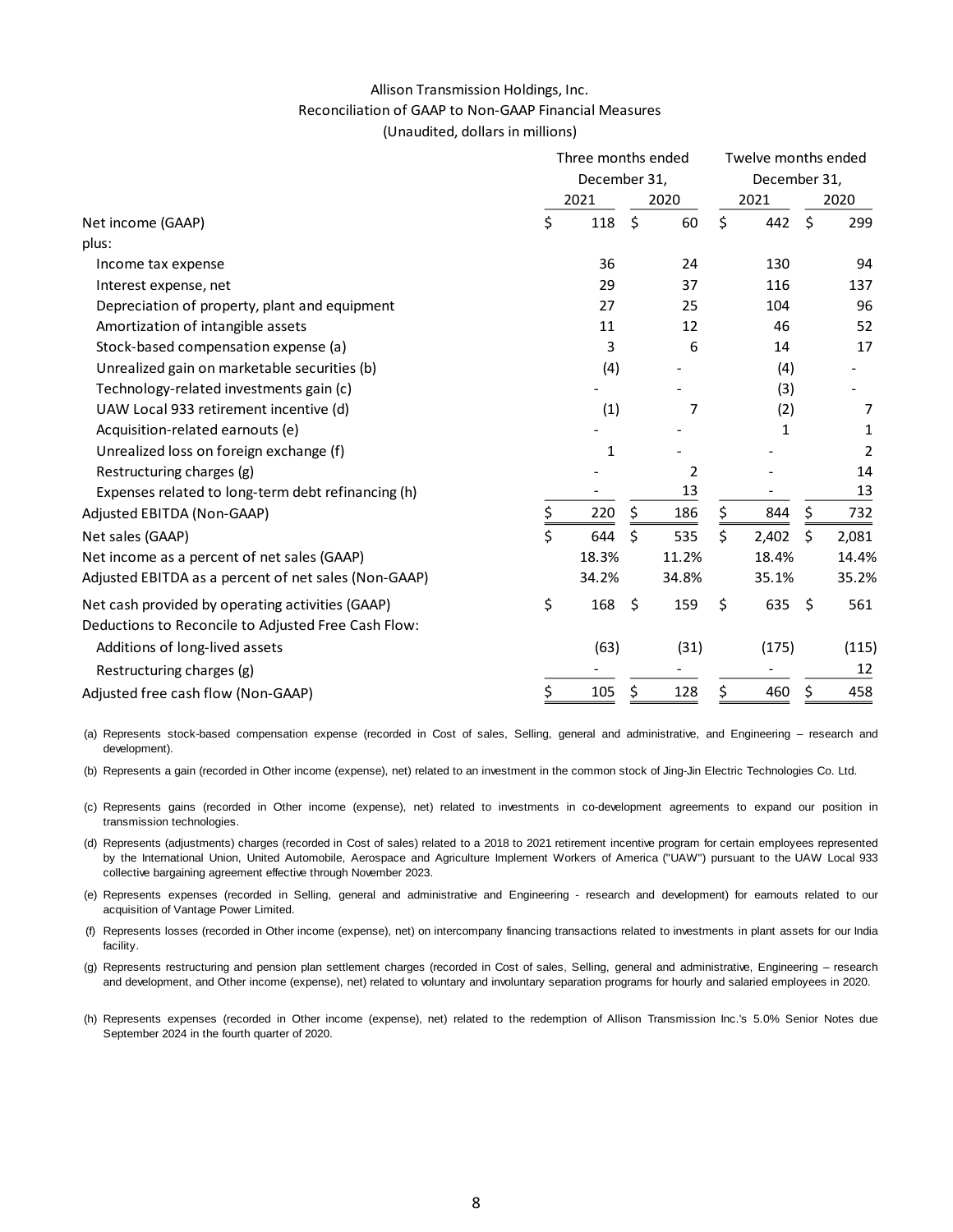Allison Transmission Holdings, Inc.
Reconciliation of GAAP to Non-GAAP Financial Measures
(Unaudited, dollars in millions)

| | Three months ended December 31, | | Twelve months ended December 31, | |
|---|---|---|---|---|
| | 2021 | 2020 | 2021 | 2020 |
| Net income (GAAP) | $ 118 | $ 60 | $ 442 | $ 299 |
| plus: | | | | |
| Income tax expense | 36 | 24 | 130 | 94 |
| Interest expense, net | 29 | 37 | 116 | 137 |
| Depreciation of property, plant and equipment | 27 | 25 | 104 | 96 |
| Amortization of intangible assets | 11 | 12 | 46 | 52 |
| Stock-based compensation expense (a) | 3 | 6 | 14 | 17 |
| Unrealized gain on marketable securities (b) | (4) | - | (4) | - |
| Technology-related investments gain (c) | - | - | (3) | - |
| UAW Local 933 retirement incentive (d) | (1) | 7 | (2) | 7 |
| Acquisition-related earnouts (e) | - | - | 1 | 1 |
| Unrealized loss on foreign exchange (f) | 1 | - | - | 2 |
| Restructuring charges (g) | - | 2 | - | 14 |
| Expenses related to long-term debt refinancing (h) | - | 13 | - | 13 |
| Adjusted EBITDA (Non-GAAP) | $ 220 | $ 186 | $ 844 | $ 732 |
| Net sales (GAAP) | $ 644 | $ 535 | $ 2,402 | $ 2,081 |
| Net income as a percent of net sales (GAAP) | 18.3% | 11.2% | 18.4% | 14.4% |
| Adjusted EBITDA as a percent of net sales (Non-GAAP) | 34.2% | 34.8% | 35.1% | 35.2% |
| Net cash provided by operating activities (GAAP) | $ 168 | $ 159 | $ 635 | $ 561 |
| Deductions to Reconcile to Adjusted Free Cash Flow: | | | | |
| Additions of long-lived assets | (63) | (31) | (175) | (115) |
| Restructuring charges (g) | - | - | - | 12 |
| Adjusted free cash flow (Non-GAAP) | $ 105 | $ 128 | $ 460 | $ 458 |

(a) Represents stock-based compensation expense (recorded in Cost of sales, Selling, general and administrative, and Engineering – research and development).

(b) Represents a gain (recorded in Other income (expense), net) related to an investment in the common stock of Jing-Jin Electric Technologies Co. Ltd.

(c) Represents gains (recorded in Other income (expense), net) related to investments in co-development agreements to expand our position in transmission technologies.

(d) Represents (adjustments) charges (recorded in Cost of sales) related to a 2018 to 2021 retirement incentive program for certain employees represented by the International Union, United Automobile, Aerospace and Agriculture Implement Workers of America ("UAW") pursuant to the UAW Local 933 collective bargaining agreement effective through November 2023.

(e) Represents expenses (recorded in Selling, general and administrative and Engineering - research and development) for earnouts related to our acquisition of Vantage Power Limited.

(f) Represents losses (recorded in Other income (expense), net) on intercompany financing transactions related to investments in plant assets for our India facility.

(g) Represents restructuring and pension plan settlement charges (recorded in Cost of sales, Selling, general and administrative, Engineering – research and development, and Other income (expense), net) related to voluntary and involuntary separation programs for hourly and salaried employees in 2020.

(h) Represents expenses (recorded in Other income (expense), net) related to the redemption of Allison Transmission Inc.'s 5.0% Senior Notes due September 2024 in the fourth quarter of 2020.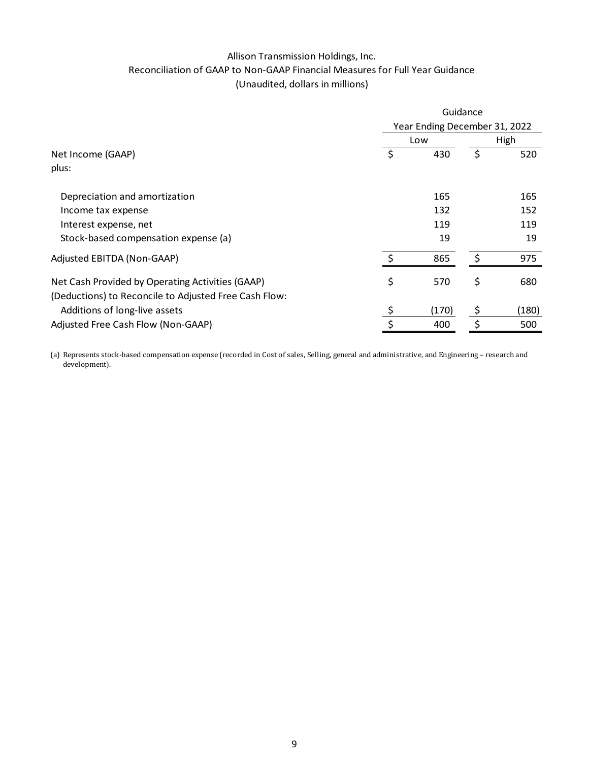# Allison Transmission Holdings, Inc.
## Reconciliation of GAAP to Non-GAAP Financial Measures for Full Year Guidance
### (Unaudited, dollars in millions)

| | Guidance | |
|---|---|---|
| | Year Ending December 31, 2022 | |
| | Low | High |
| Net Income (GAAP) | $ 430 | $ 520 |
| plus: | | |
| Depreciation and amortization | 165 | 165 |
| Income tax expense | 132 | 152 |
| Interest expense, net | 119 | 119 |
| Stock-based compensation expense (a) | 19 | 19 |
| Adjusted EBITDA (Non-GAAP) | $ 865 | $ 975 |
| Net Cash Provided by Operating Activities (GAAP) | $ 570 | $ 680 |
| (Deductions) to Reconcile to Adjusted Free Cash Flow: | | |
| Additions of long-live assets | $ (170) | $ (180) |
| Adjusted Free Cash Flow (Non-GAAP) | $ 400 | $ 500 |

(a) Represents stock-based compensation expense (recorded in Cost of sales, Selling, general and administrative, and Engineering – research and development).